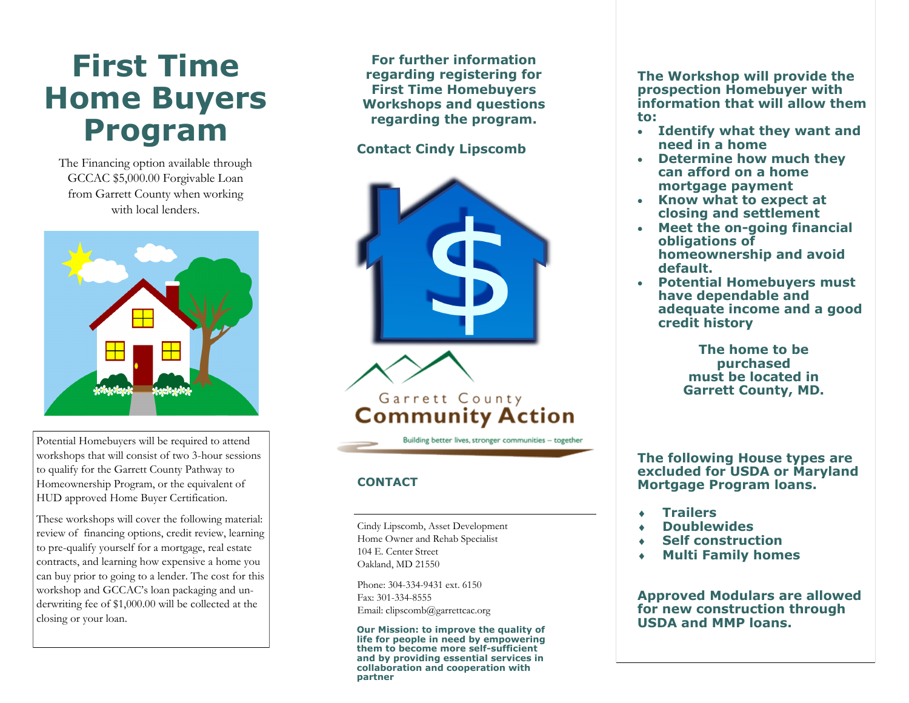# First Time Home Buyers Program

The Financing option available through GCCAC $5,000.00 Forgivable Loan from Garrett County when working with local lenders.

Potential Homebuyers will be required to attend workshops that will consist of two 3-hour sessions to qualify for the Garrett County Pathway to Homeownership Program, or the equivalent of HUD approved Home Buyer Certification.

These workshops will cover the following material: review of financing options, credit review, learning to pre-qualify yourself for a mortgage, real estate contracts, and learning how expensive a home you can buy prior to going to a lender. The cost for this workshop and GCCAC's loan packaging and underwriting fee of $1,000.00 will be collected at the closing or your loan.

**For further information regarding registering for First Time Homebuyers Workshops and questions regarding the program.**

**Contact Cindy Lipscomb**

Garrett County
**Community Action**
Building better lives, stronger communities – together

## CONTACT

Cindy Lipscomb, Asset Development
Home Owner and Rehab Specialist
104 E. Center Street
Oakland, MD 21550

Phone: 304-334-9431 ext. 6150
Fax: 301-334-8555
Email: clipscomb@garrettcac.org

**Our Mission: to improve the quality of life for people in need by empowering them to become more self-sufficient and by providing essential services in collaboration and cooperation with partner**

**The Workshop will provide the prospection Homebuyer with information that will allow them to:**

- **Identify what they want and need in a home**
- **Determine how much they can afford on a home mortgage payment**
- **Know what to expect at closing and settlement**
- **Meet the on-going financial obligations of homeownership and avoid default.**
- **Potential Homebuyers must have dependable and adequate income and a good credit history**

**The home to be purchased must be located in Garrett County, MD.**

**The following House types are excluded for USDA or Maryland Mortgage Program loans.**

- **Trailers**
- **Doublewides**
- **Self construction**
- **Multi Family homes**

**Approved Modulars are allowed for new construction through USDA and MMP loans.**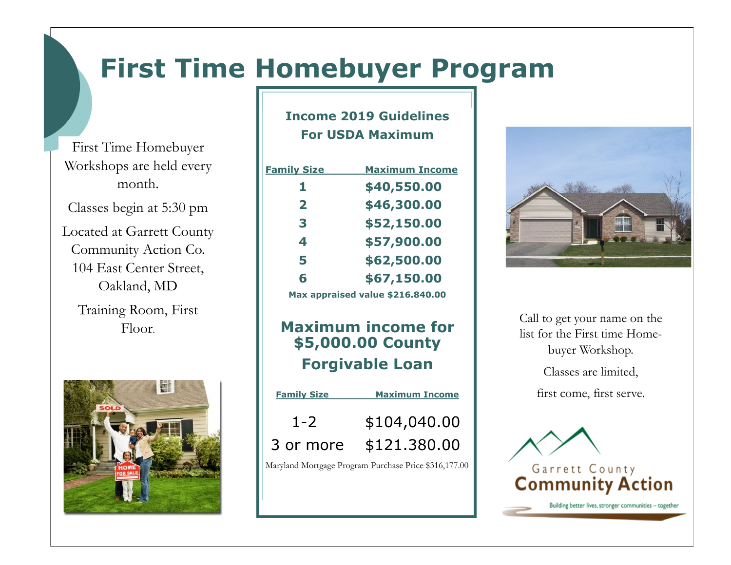# First Time Homebuyer Program

First Time Homebuyer Workshops are held every month.

Classes begin at 5:30 pm

Located at Garrett County Community Action Co. 104 East Center Street, Oakland, MD

Training Room, First Floor.

### Income 2019 Guidelines For USDA Maximum

| Family Size | Maximum Income |
|---|---|
| 1 | $40,550.00 |
| 2 | $46,300.00 |
| 3 | $52,150.00 |
| 4 | $57,900.00 |
| 5 | $62,500.00 |
| 6 | $67,150.00 |

**Max appraised value $216.840.00**

## Maximum income for $5,000.00 County Forgivable Loan

| Family Size | Maximum Income |
|---|---|
| 1-2 | $104,040.00 |
| 3 or more | $121.380.00 |

Maryland Mortgage Program Purchase Price $316,177.00

Call to get your name on the list for the First time Home-buyer Workshop.

Classes are limited,

first come, first serve.

Garrett County **Community Action**

Building better lives, stronger communities – together